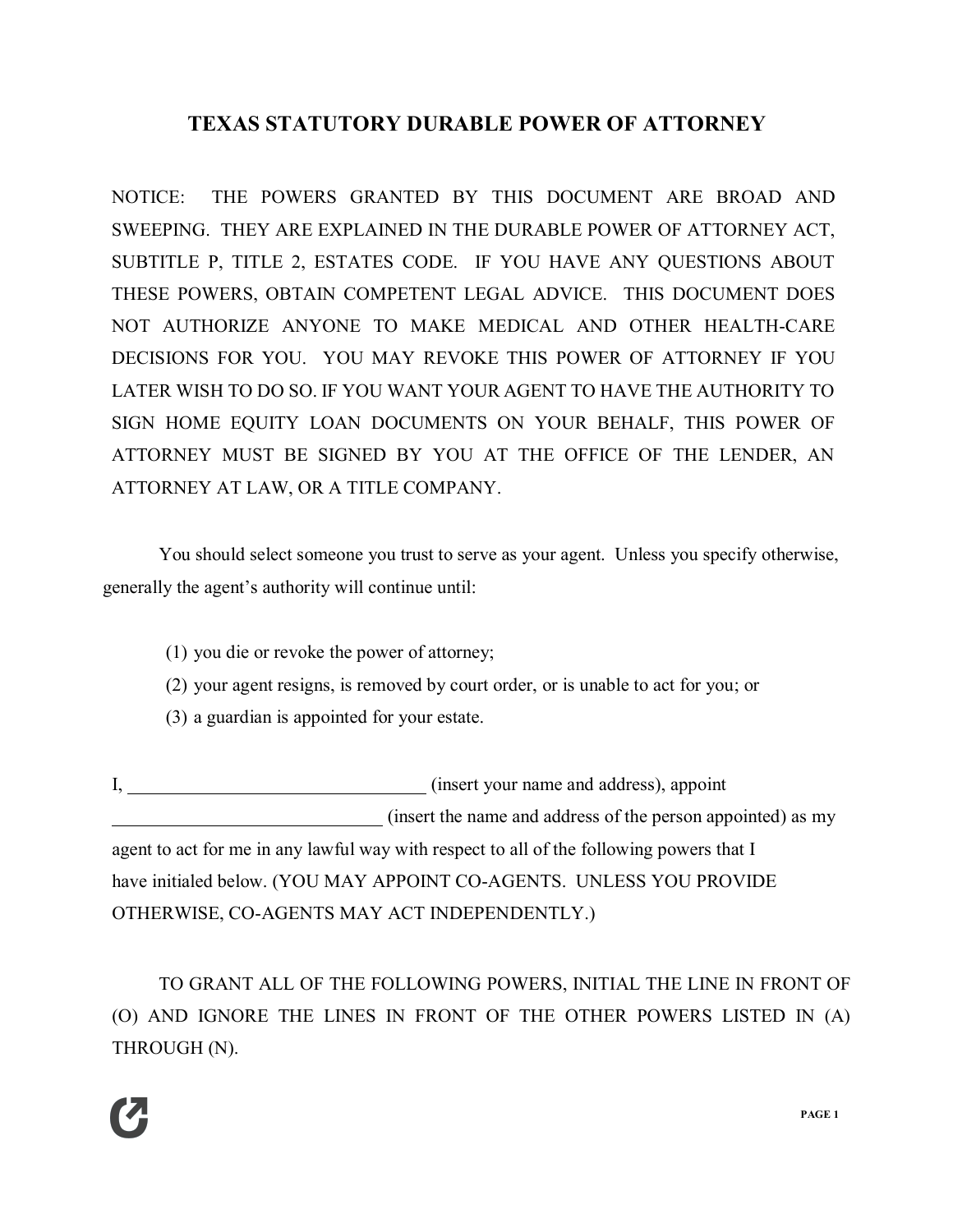# TEXAS STATUTORY DURABLE POWER OF ATTORNEY

NOTICE: THE POWERS GRANTED BY THIS DOCUMENT ARE BROAD AND SWEEPING. THEY ARE EXPLAINED IN THE DURABLE POWER OF ATTORNEY ACT, SUBTITLE P, TITLE 2, ESTATES CODE. IF YOU HAVE ANY QUESTIONS ABOUT THESE POWERS, OBTAIN COMPETENT LEGAL ADVICE. THIS DOCUMENT DOES NOT AUTHORIZE ANYONE TO MAKE MEDICAL AND OTHER HEALTH-CARE DECISIONS FOR YOU. YOU MAY REVOKE THIS POWER OF ATTORNEY IF YOU LATER WISH TO DO SO. IF YOU WANT YOUR AGENT TO HAVE THE AUTHORITY TO SIGN HOME EQUITY LOAN DOCUMENTS ON YOUR BEHALF, THIS POWER OF ATTORNEY MUST BE SIGNED BY YOU AT THE OFFICE OF THE LENDER, AN ATTORNEY AT LAW, OR A TITLE COMPANY.

You should select someone you trust to serve as your agent. Unless you specify otherwise, generally the agent's authority will continue until:

(1) you die or revoke the power of attorney;
(2) your agent resigns, is removed by court order, or is unable to act for you; or
(3) a guardian is appointed for your estate.

I, ________________________________ (insert your name and address), appoint ____________________________ (insert the name and address of the person appointed) as my agent to act for me in any lawful way with respect to all of the following powers that I have initialed below. (YOU MAY APPOINT CO-AGENTS. UNLESS YOU PROVIDE OTHERWISE, CO-AGENTS MAY ACT INDEPENDENTLY.)

TO GRANT ALL OF THE FOLLOWING POWERS, INITIAL THE LINE IN FRONT OF (O) AND IGNORE THE LINES IN FRONT OF THE OTHER POWERS LISTED IN (A) THROUGH (N).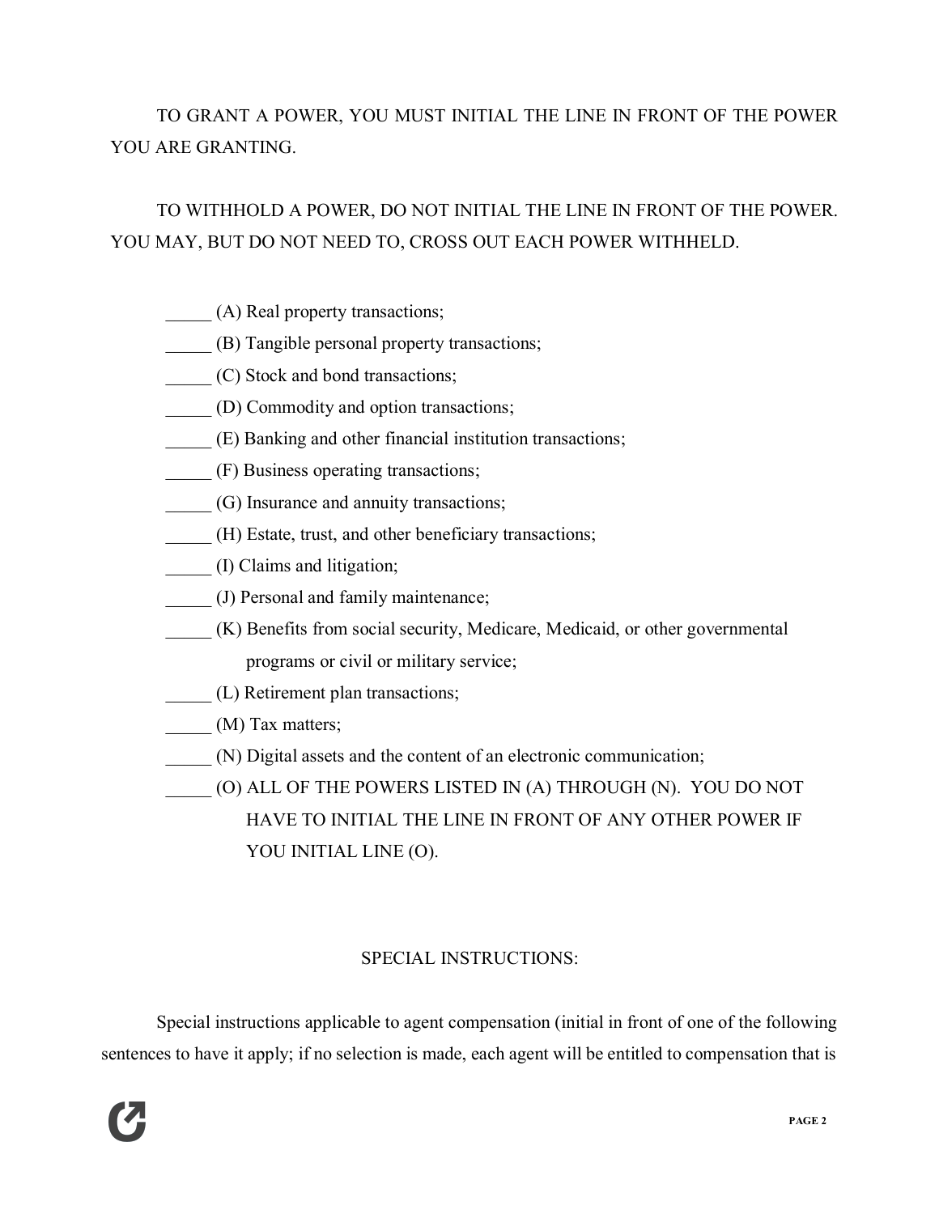TO GRANT A POWER, YOU MUST INITIAL THE LINE IN FRONT OF THE POWER YOU ARE GRANTING.

TO WITHHOLD A POWER, DO NOT INITIAL THE LINE IN FRONT OF THE POWER. YOU MAY, BUT DO NOT NEED TO, CROSS OUT EACH POWER WITHHELD.

_____ (A) Real property transactions;

_____ (B) Tangible personal property transactions;

_____ (C) Stock and bond transactions;

_____ (D) Commodity and option transactions;

_____ (E) Banking and other financial institution transactions;

_____ (F) Business operating transactions;

_____ (G) Insurance and annuity transactions;

_____ (H) Estate, trust, and other beneficiary transactions;

_____ (I) Claims and litigation;

_____ (J) Personal and family maintenance;

_____ (K) Benefits from social security, Medicare, Medicaid, or other governmental programs or civil or military service;

_____ (L) Retirement plan transactions;

_____ (M) Tax matters;

_____ (N) Digital assets and the content of an electronic communication;

_____ (O) ALL OF THE POWERS LISTED IN (A) THROUGH (N). YOU DO NOT HAVE TO INITIAL THE LINE IN FRONT OF ANY OTHER POWER IF YOU INITIAL LINE (O).

SPECIAL INSTRUCTIONS:

Special instructions applicable to agent compensation (initial in front of one of the following sentences to have it apply; if no selection is made, each agent will be entitled to compensation that is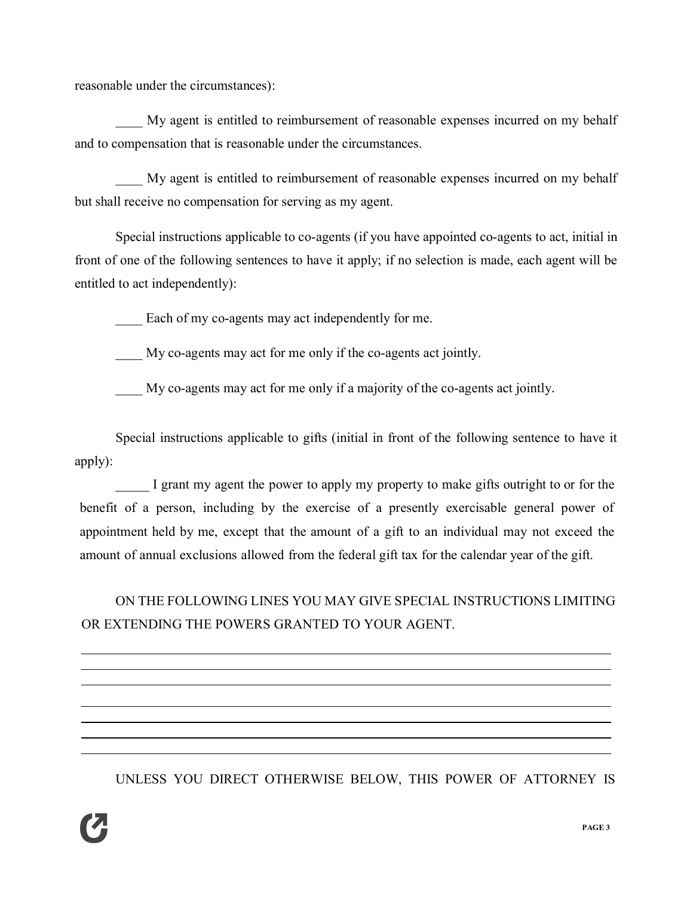reasonable under the circumstances):

____ My agent is entitled to reimbursement of reasonable expenses incurred on my behalf and to compensation that is reasonable under the circumstances.

____ My agent is entitled to reimbursement of reasonable expenses incurred on my behalf but shall receive no compensation for serving as my agent.

Special instructions applicable to co-agents (if you have appointed co-agents to act, initial in front of one of the following sentences to have it apply; if no selection is made, each agent will be entitled to act independently):

____ Each of my co-agents may act independently for me.

____ My co-agents may act for me only if the co-agents act jointly.

____ My co-agents may act for me only if a majority of the co-agents act jointly.

Special instructions applicable to gifts (initial in front of the following sentence to have it apply):

_____ I grant my agent the power to apply my property to make gifts outright to or for the benefit of a person, including by the exercise of a presently exercisable general power of appointment held by me, except that the amount of a gift to an individual may not exceed the amount of annual exclusions allowed from the federal gift tax for the calendar year of the gift.

ON THE FOLLOWING LINES YOU MAY GIVE SPECIAL INSTRUCTIONS LIMITING OR EXTENDING THE POWERS GRANTED TO YOUR AGENT.

______________________________________________________________________________
______________________________________________________________________________
______________________________________________________________________________
______________________________________________________________________________
______________________________________________________________________________
______________________________________________________________________________
______________________________________________________________________________

UNLESS YOU DIRECT OTHERWISE BELOW, THIS POWER OF ATTORNEY IS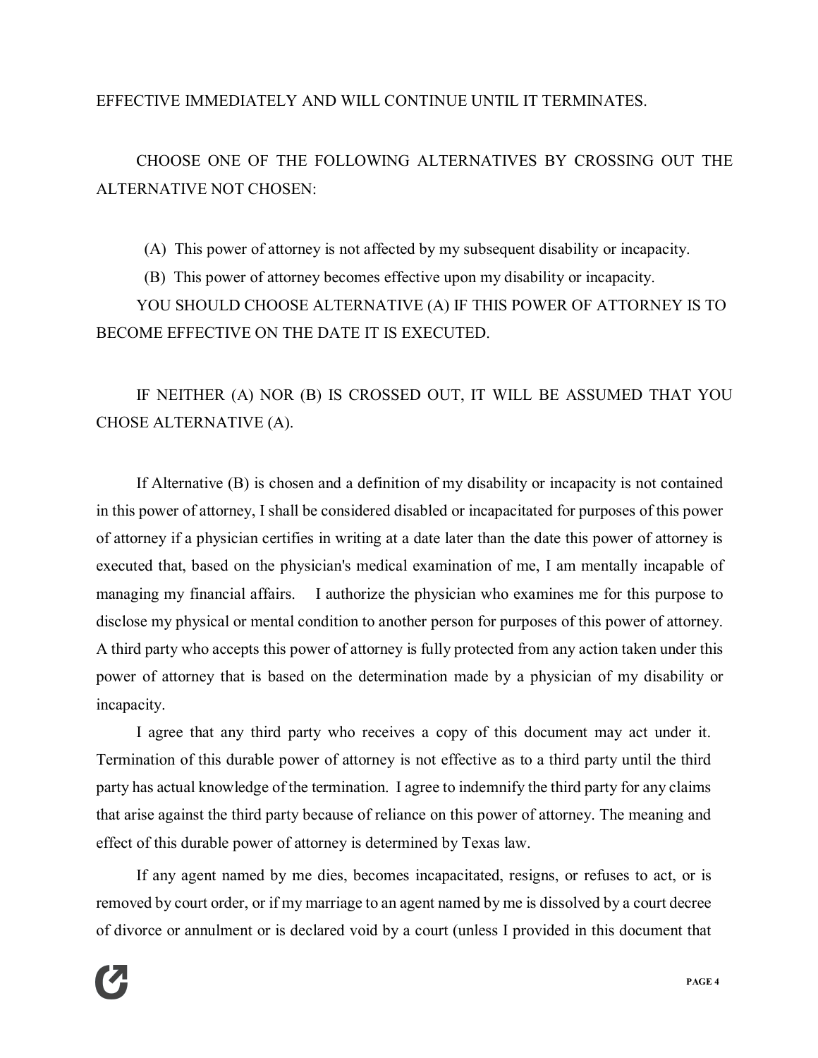EFFECTIVE IMMEDIATELY AND WILL CONTINUE UNTIL IT TERMINATES.

CHOOSE ONE OF THE FOLLOWING ALTERNATIVES BY CROSSING OUT THE ALTERNATIVE NOT CHOSEN:

(A) This power of attorney is not affected by my subsequent disability or incapacity.

(B) This power of attorney becomes effective upon my disability or incapacity.

YOU SHOULD CHOOSE ALTERNATIVE (A) IF THIS POWER OF ATTORNEY IS TO BECOME EFFECTIVE ON THE DATE IT IS EXECUTED.

IF NEITHER (A) NOR (B) IS CROSSED OUT, IT WILL BE ASSUMED THAT YOU CHOSE ALTERNATIVE (A).

If Alternative (B) is chosen and a definition of my disability or incapacity is not contained in this power of attorney, I shall be considered disabled or incapacitated for purposes of this power of attorney if a physician certifies in writing at a date later than the date this power of attorney is executed that, based on the physician's medical examination of me, I am mentally incapable of managing my financial affairs. I authorize the physician who examines me for this purpose to disclose my physical or mental condition to another person for purposes of this power of attorney. A third party who accepts this power of attorney is fully protected from any action taken under this power of attorney that is based on the determination made by a physician of my disability or incapacity.

I agree that any third party who receives a copy of this document may act under it. Termination of this durable power of attorney is not effective as to a third party until the third party has actual knowledge of the termination. I agree to indemnify the third party for any claims that arise against the third party because of reliance on this power of attorney. The meaning and effect of this durable power of attorney is determined by Texas law.

If any agent named by me dies, becomes incapacitated, resigns, or refuses to act, or is removed by court order, or if my marriage to an agent named by me is dissolved by a court decree of divorce or annulment or is declared void by a court (unless I provided in this document that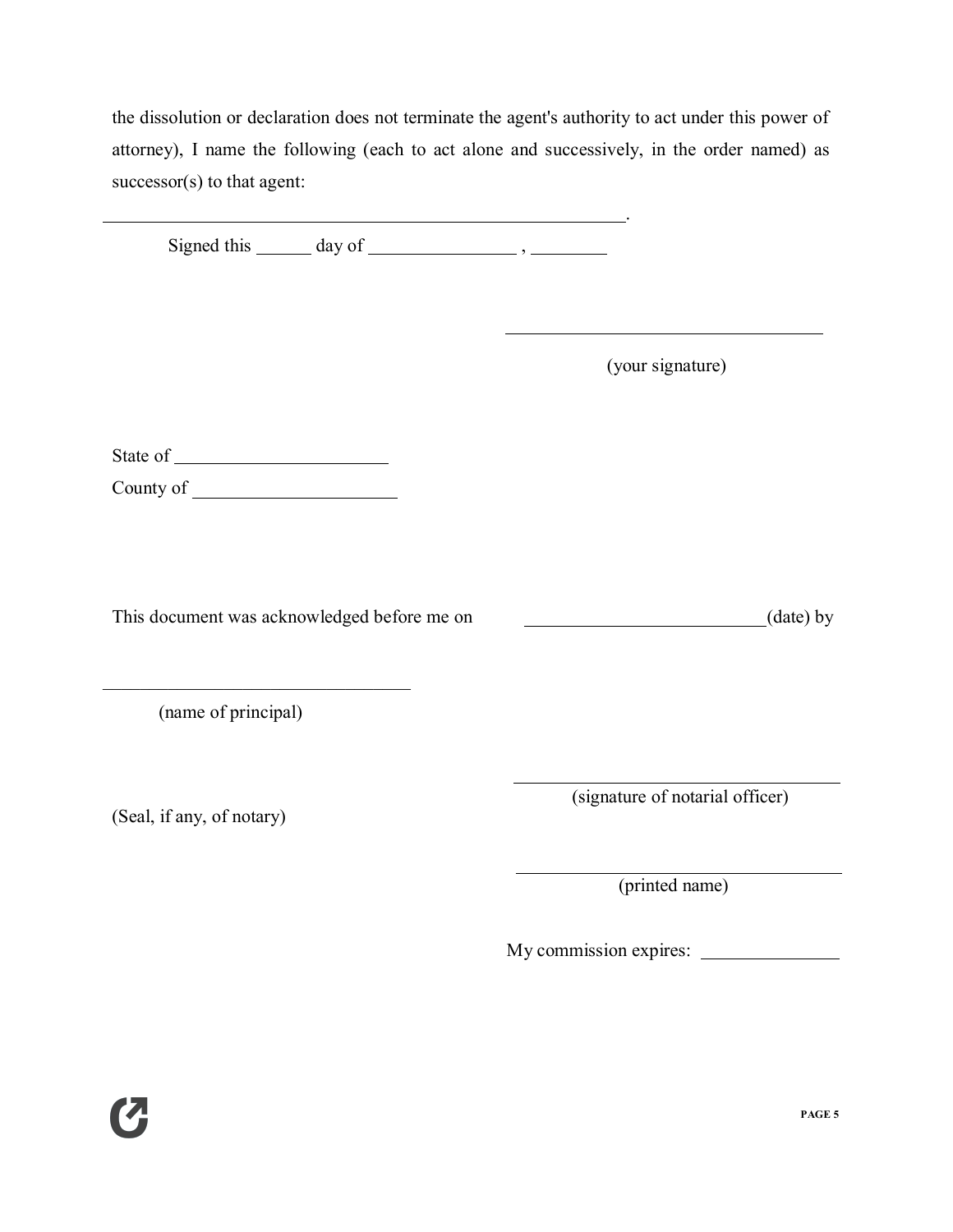the dissolution or declaration does not terminate the agent's authority to act under this power of attorney), I name the following (each to act alone and successively, in the order named) as successor(s) to that agent:

______________________________________________________________.

Signed this ______ day of ________________ , ________

_____________________________________
(your signature)

State of ________________________
County of ______________________

This document was acknowledged before me on __________________________(date) by

____________________________________
(name of principal)

_____________________________________
(signature of notarial officer)

(Seal, if any, of notary)

_____________________________________
(printed name)

My commission expires: _______________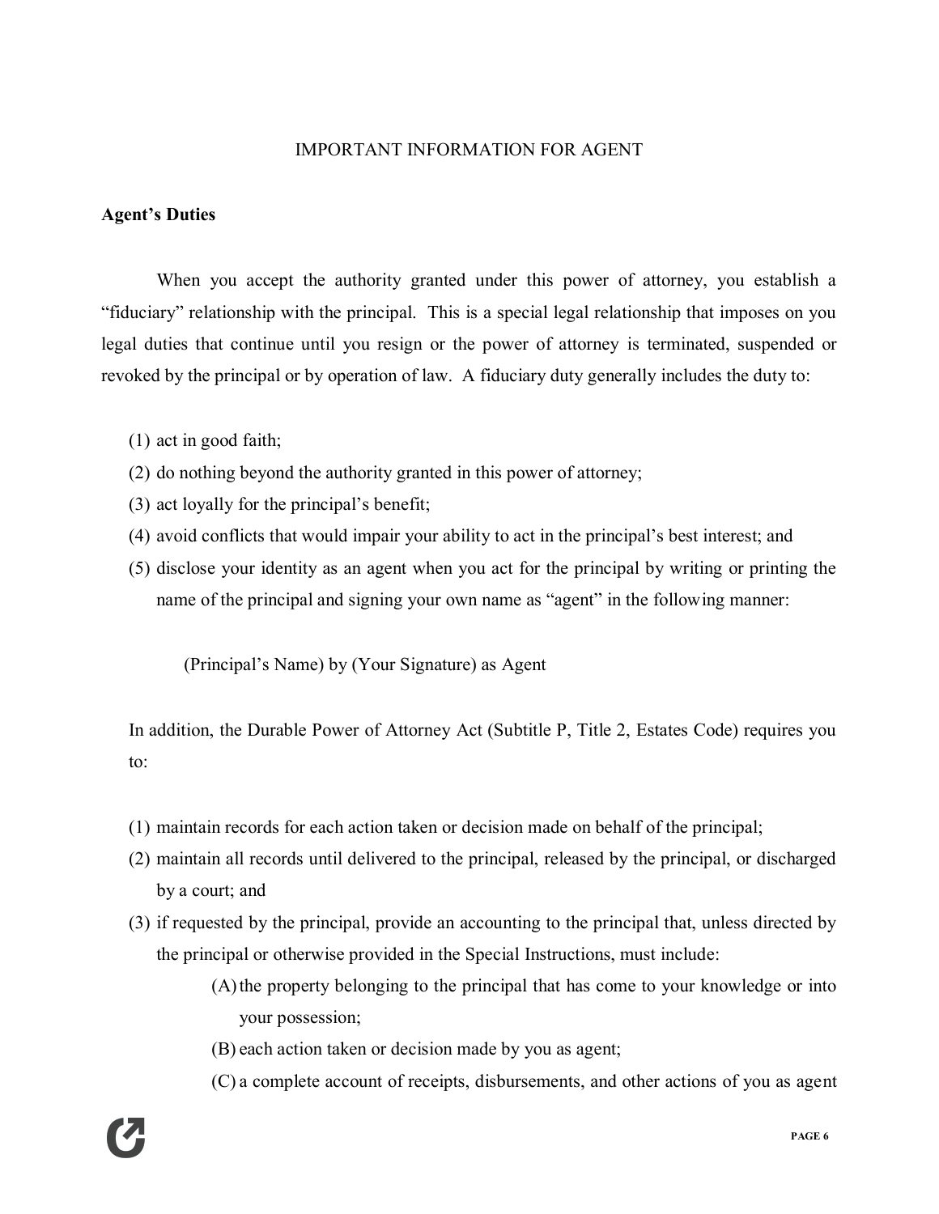IMPORTANT INFORMATION FOR AGENT

**Agent's Duties**

When you accept the authority granted under this power of attorney, you establish a "fiduciary" relationship with the principal. This is a special legal relationship that imposes on you legal duties that continue until you resign or the power of attorney is terminated, suspended or revoked by the principal or by operation of law. A fiduciary duty generally includes the duty to:

(1) act in good faith;
(2) do nothing beyond the authority granted in this power of attorney;
(3) act loyally for the principal's benefit;
(4) avoid conflicts that would impair your ability to act in the principal's best interest; and
(5) disclose your identity as an agent when you act for the principal by writing or printing the name of the principal and signing your own name as "agent" in the following manner:

(Principal's Name) by (Your Signature) as Agent

In addition, the Durable Power of Attorney Act (Subtitle P, Title 2, Estates Code) requires you to:

(1) maintain records for each action taken or decision made on behalf of the principal;
(2) maintain all records until delivered to the principal, released by the principal, or discharged by a court; and
(3) if requested by the principal, provide an accounting to the principal that, unless directed by the principal or otherwise provided in the Special Instructions, must include:
    (A) the property belonging to the principal that has come to your knowledge or into your possession;
    (B) each action taken or decision made by you as agent;
    (C) a complete account of receipts, disbursements, and other actions of you as agent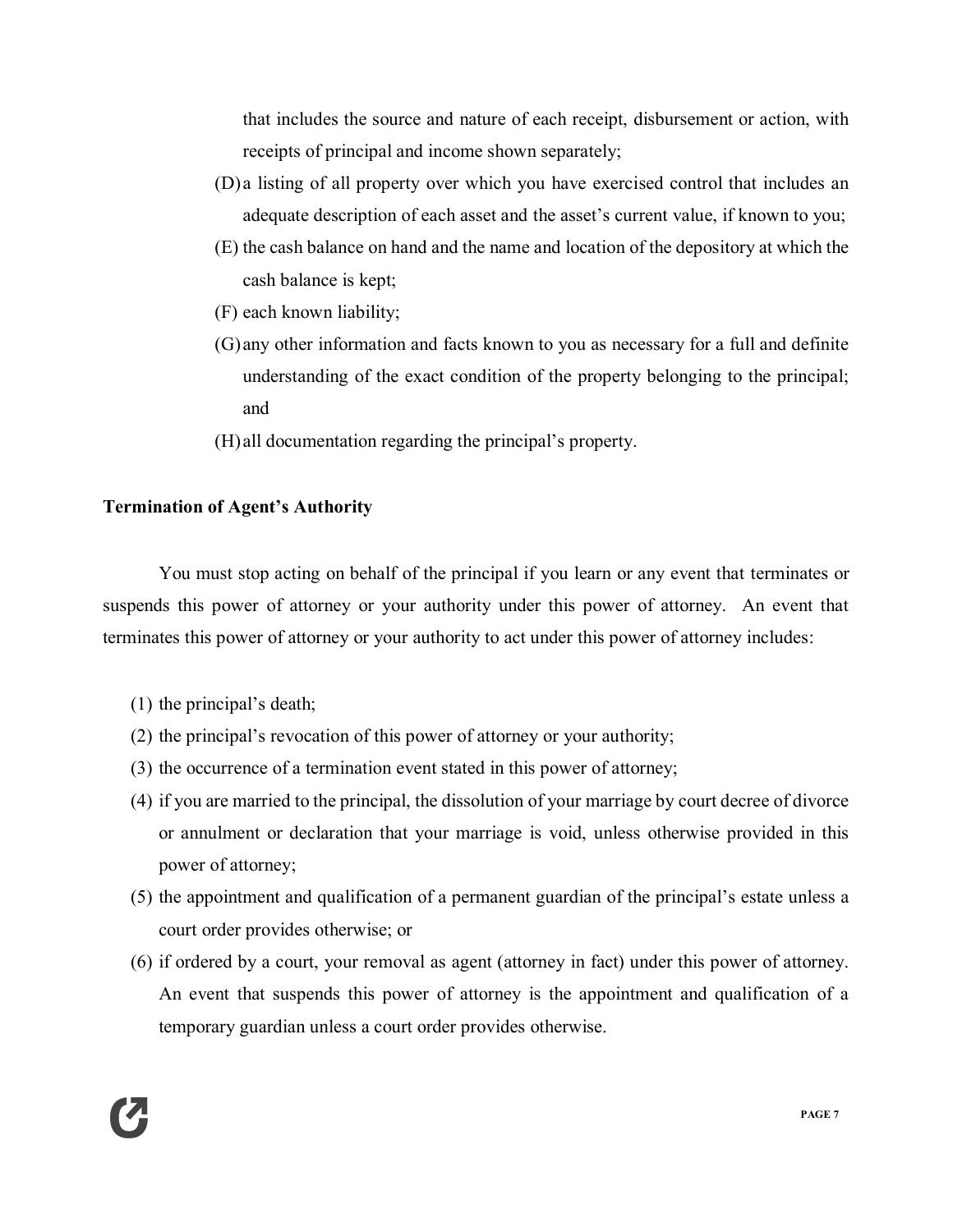that includes the source and nature of each receipt, disbursement or action, with receipts of principal and income shown separately;

(D) a listing of all property over which you have exercised control that includes an adequate description of each asset and the asset's current value, if known to you;

(E) the cash balance on hand and the name and location of the depository at which the cash balance is kept;

(F) each known liability;

(G) any other information and facts known to you as necessary for a full and definite understanding of the exact condition of the property belonging to the principal; and

(H) all documentation regarding the principal's property.

**Termination of Agent's Authority**

You must stop acting on behalf of the principal if you learn or any event that terminates or suspends this power of attorney or your authority under this power of attorney. An event that terminates this power of attorney or your authority to act under this power of attorney includes:

1. the principal's death;
2. the principal's revocation of this power of attorney or your authority;
3. the occurrence of a termination event stated in this power of attorney;
4. if you are married to the principal, the dissolution of your marriage by court decree of divorce or annulment or declaration that your marriage is void, unless otherwise provided in this power of attorney;
5. the appointment and qualification of a permanent guardian of the principal's estate unless a court order provides otherwise; or
6. if ordered by a court, your removal as agent (attorney in fact) under this power of attorney. An event that suspends this power of attorney is the appointment and qualification of a temporary guardian unless a court order provides otherwise.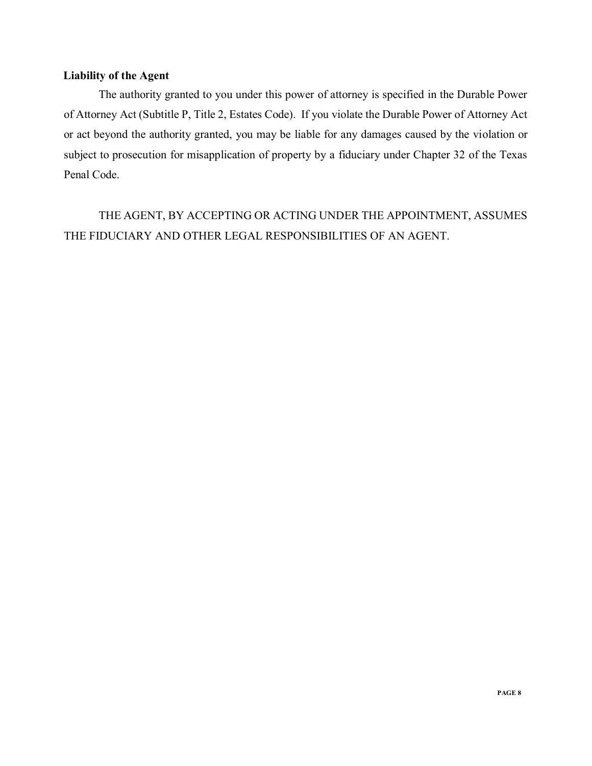**Liability of the Agent**

The authority granted to you under this power of attorney is specified in the Durable Power of Attorney Act (Subtitle P, Title 2, Estates Code). If you violate the Durable Power of Attorney Act or act beyond the authority granted, you may be liable for any damages caused by the violation or subject to prosecution for misapplication of property by a fiduciary under Chapter 32 of the Texas Penal Code.

THE AGENT, BY ACCEPTING OR ACTING UNDER THE APPOINTMENT, ASSUMES THE FIDUCIARY AND OTHER LEGAL RESPONSIBILITIES OF AN AGENT.